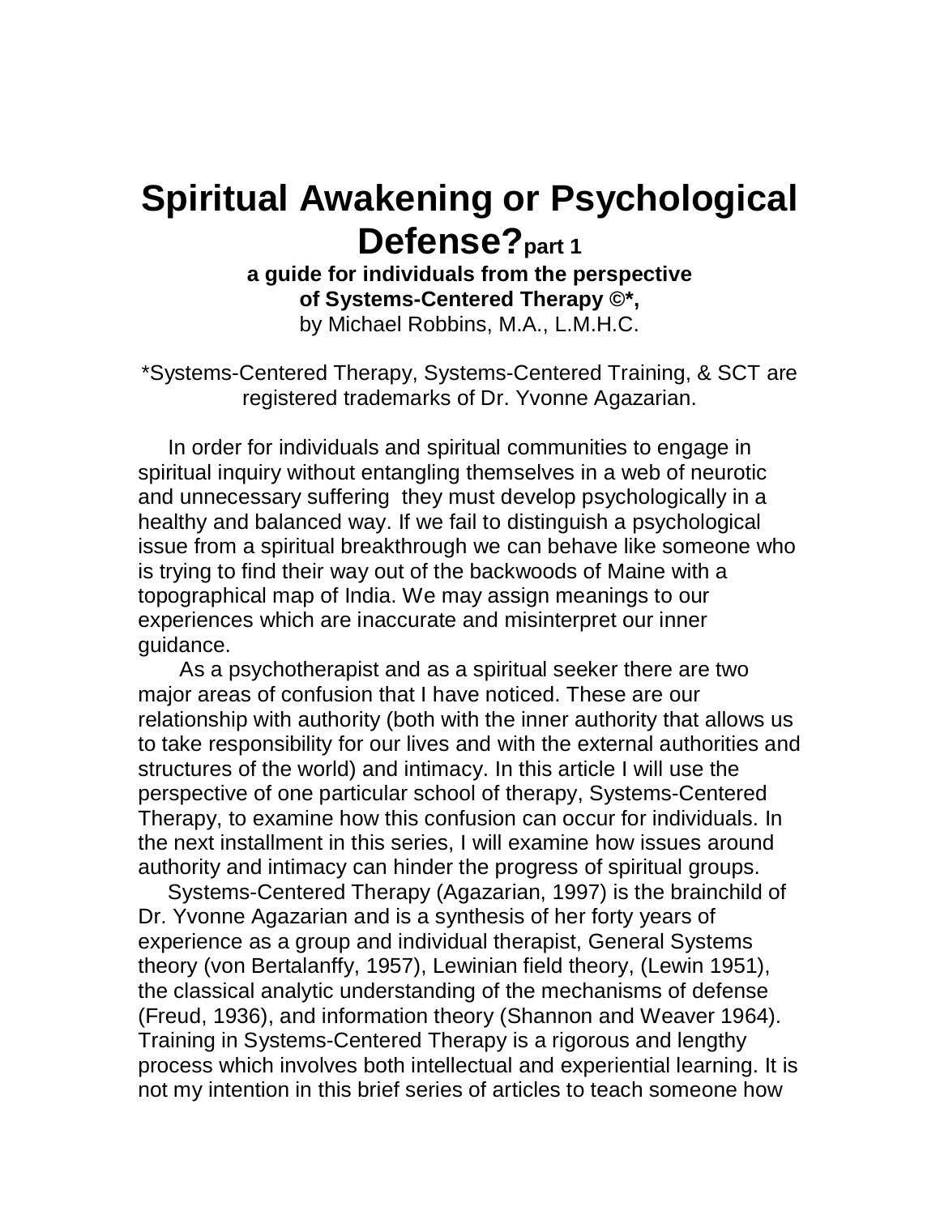# Spiritual Awakening or Psychological Defense? part 1

**a guide for individuals from the perspective of Systems-Centered Therapy ©\*,**

by Michael Robbins, M.A., L.M.H.C.

*Systems-Centered Therapy, Systems-Centered Training, & SCT are registered trademarks of Dr. Yvonne Agazarian.

In order for individuals and spiritual communities to engage in spiritual inquiry without entangling themselves in a web of neurotic and unnecessary suffering they must develop psychologically in a healthy and balanced way. If we fail to distinguish a psychological issue from a spiritual breakthrough we can behave like someone who is trying to find their way out of the backwoods of Maine with a topographical map of India. We may assign meanings to our experiences which are inaccurate and misinterpret our inner guidance.

As a psychotherapist and as a spiritual seeker there are two major areas of confusion that I have noticed. These are our relationship with authority (both with the inner authority that allows us to take responsibility for our lives and with the external authorities and structures of the world) and intimacy. In this article I will use the perspective of one particular school of therapy, Systems-Centered Therapy, to examine how this confusion can occur for individuals. In the next installment in this series, I will examine how issues around authority and intimacy can hinder the progress of spiritual groups.

Systems-Centered Therapy (Agazarian, 1997) is the brainchild of Dr. Yvonne Agazarian and is a synthesis of her forty years of experience as a group and individual therapist, General Systems theory (von Bertalanffy, 1957), Lewinian field theory, (Lewin 1951), the classical analytic understanding of the mechanisms of defense (Freud, 1936), and information theory (Shannon and Weaver 1964). Training in Systems-Centered Therapy is a rigorous and lengthy process which involves both intellectual and experiential learning. It is not my intention in this brief series of articles to teach someone how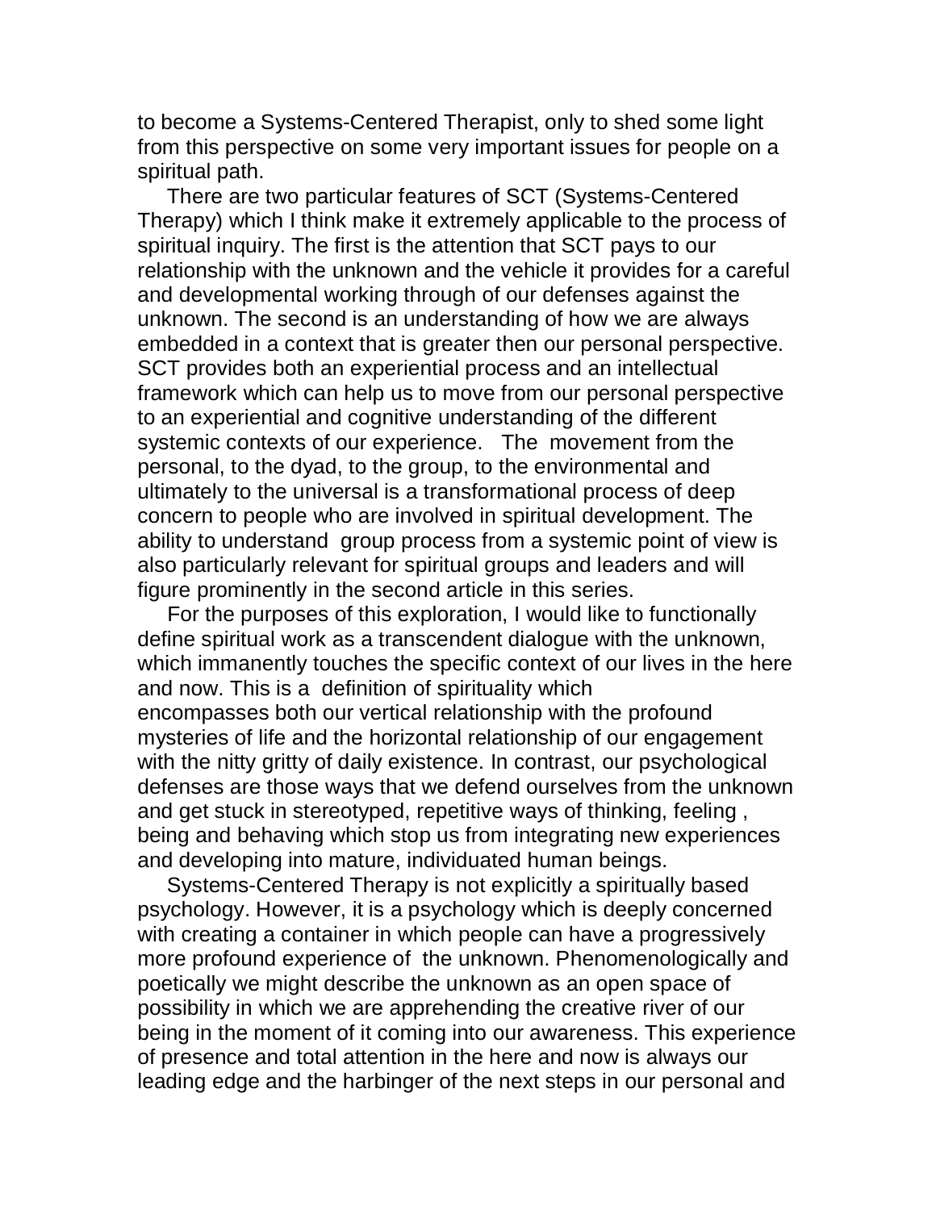to become a Systems-Centered Therapist, only to shed some light from this perspective on some very important issues for people on a spiritual path.

There are two particular features of SCT (Systems-Centered Therapy) which I think make it extremely applicable to the process of spiritual inquiry. The first is the attention that SCT pays to our relationship with the unknown and the vehicle it provides for a careful and developmental working through of our defenses against the unknown. The second is an understanding of how we are always embedded in a context that is greater then our personal perspective. SCT provides both an experiential process and an intellectual framework which can help us to move from our personal perspective to an experiential and cognitive understanding of the different systemic contexts of our experience. The movement from the personal, to the dyad, to the group, to the environmental and ultimately to the universal is a transformational process of deep concern to people who are involved in spiritual development. The ability to understand group process from a systemic point of view is also particularly relevant for spiritual groups and leaders and will figure prominently in the second article in this series.

For the purposes of this exploration, I would like to functionally define spiritual work as a transcendent dialogue with the unknown, which immanently touches the specific context of our lives in the here and now. This is a definition of spirituality which encompasses both our vertical relationship with the profound mysteries of life and the horizontal relationship of our engagement with the nitty gritty of daily existence. In contrast, our psychological defenses are those ways that we defend ourselves from the unknown and get stuck in stereotyped, repetitive ways of thinking, feeling , being and behaving which stop us from integrating new experiences and developing into mature, individuated human beings.

Systems-Centered Therapy is not explicitly a spiritually based psychology. However, it is a psychology which is deeply concerned with creating a container in which people can have a progressively more profound experience of the unknown. Phenomenologically and poetically we might describe the unknown as an open space of possibility in which we are apprehending the creative river of our being in the moment of it coming into our awareness. This experience of presence and total attention in the here and now is always our leading edge and the harbinger of the next steps in our personal and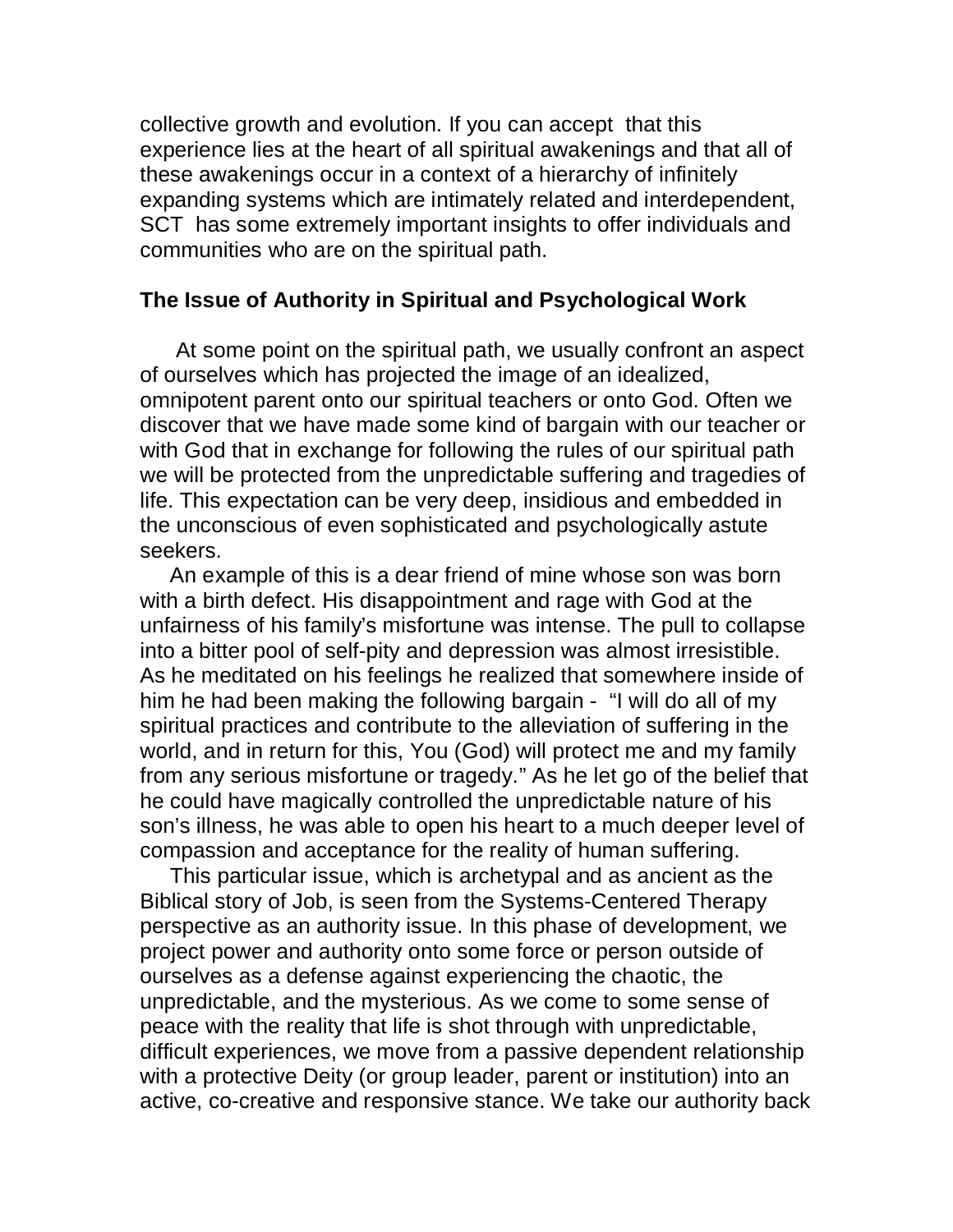collective growth and evolution. If you can accept that this experience lies at the heart of all spiritual awakenings and that all of these awakenings occur in a context of a hierarchy of infinitely expanding systems which are intimately related and interdependent, SCT has some extremely important insights to offer individuals and communities who are on the spiritual path.

**The Issue of Authority in Spiritual and Psychological Work**

At some point on the spiritual path, we usually confront an aspect of ourselves which has projected the image of an idealized, omnipotent parent onto our spiritual teachers or onto God. Often we discover that we have made some kind of bargain with our teacher or with God that in exchange for following the rules of our spiritual path we will be protected from the unpredictable suffering and tragedies of life. This expectation can be very deep, insidious and embedded in the unconscious of even sophisticated and psychologically astute seekers.

An example of this is a dear friend of mine whose son was born with a birth defect. His disappointment and rage with God at the unfairness of his family's misfortune was intense. The pull to collapse into a bitter pool of self-pity and depression was almost irresistible. As he meditated on his feelings he realized that somewhere inside of him he had been making the following bargain - "I will do all of my spiritual practices and contribute to the alleviation of suffering in the world, and in return for this, You (God) will protect me and my family from any serious misfortune or tragedy." As he let go of the belief that he could have magically controlled the unpredictable nature of his son's illness, he was able to open his heart to a much deeper level of compassion and acceptance for the reality of human suffering.

This particular issue, which is archetypal and as ancient as the Biblical story of Job, is seen from the Systems-Centered Therapy perspective as an authority issue. In this phase of development, we project power and authority onto some force or person outside of ourselves as a defense against experiencing the chaotic, the unpredictable, and the mysterious. As we come to some sense of peace with the reality that life is shot through with unpredictable, difficult experiences, we move from a passive dependent relationship with a protective Deity (or group leader, parent or institution) into an active, co-creative and responsive stance. We take our authority back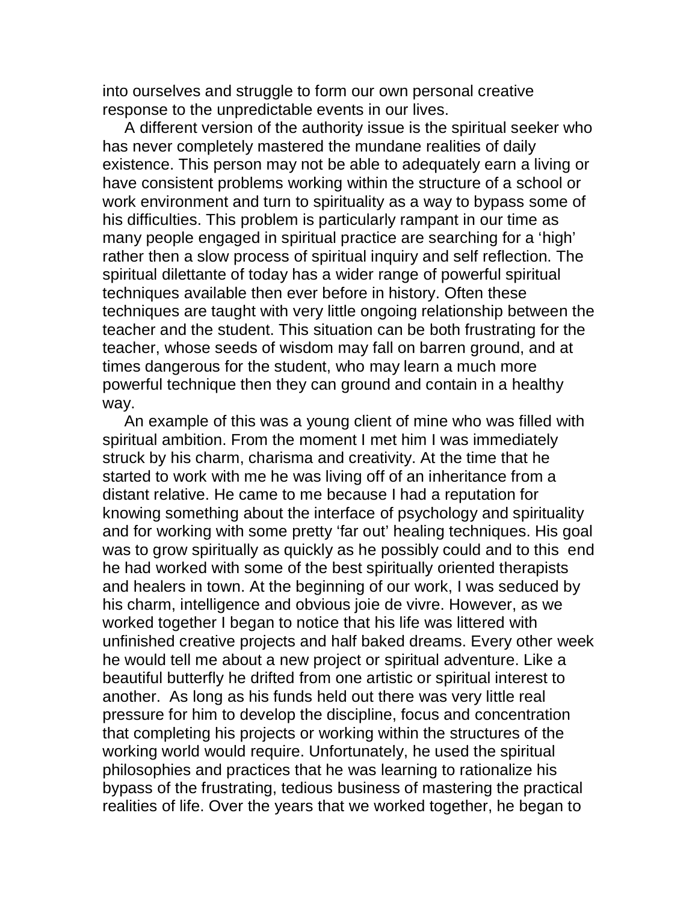into ourselves and struggle to form our own personal creative response to the unpredictable events in our lives.

A different version of the authority issue is the spiritual seeker who has never completely mastered the mundane realities of daily existence. This person may not be able to adequately earn a living or have consistent problems working within the structure of a school or work environment and turn to spirituality as a way to bypass some of his difficulties. This problem is particularly rampant in our time as many people engaged in spiritual practice are searching for a 'high' rather then a slow process of spiritual inquiry and self reflection. The spiritual dilettante of today has a wider range of powerful spiritual techniques available then ever before in history. Often these techniques are taught with very little ongoing relationship between the teacher and the student. This situation can be both frustrating for the teacher, whose seeds of wisdom may fall on barren ground, and at times dangerous for the student, who may learn a much more powerful technique then they can ground and contain in a healthy way.

An example of this was a young client of mine who was filled with spiritual ambition. From the moment I met him I was immediately struck by his charm, charisma and creativity. At the time that he started to work with me he was living off of an inheritance from a distant relative. He came to me because I had a reputation for knowing something about the interface of psychology and spirituality and for working with some pretty 'far out' healing techniques. His goal was to grow spiritually as quickly as he possibly could and to this end he had worked with some of the best spiritually oriented therapists and healers in town. At the beginning of our work, I was seduced by his charm, intelligence and obvious joie de vivre. However, as we worked together I began to notice that his life was littered with unfinished creative projects and half baked dreams. Every other week he would tell me about a new project or spiritual adventure. Like a beautiful butterfly he drifted from one artistic or spiritual interest to another. As long as his funds held out there was very little real pressure for him to develop the discipline, focus and concentration that completing his projects or working within the structures of the working world would require. Unfortunately, he used the spiritual philosophies and practices that he was learning to rationalize his bypass of the frustrating, tedious business of mastering the practical realities of life. Over the years that we worked together, he began to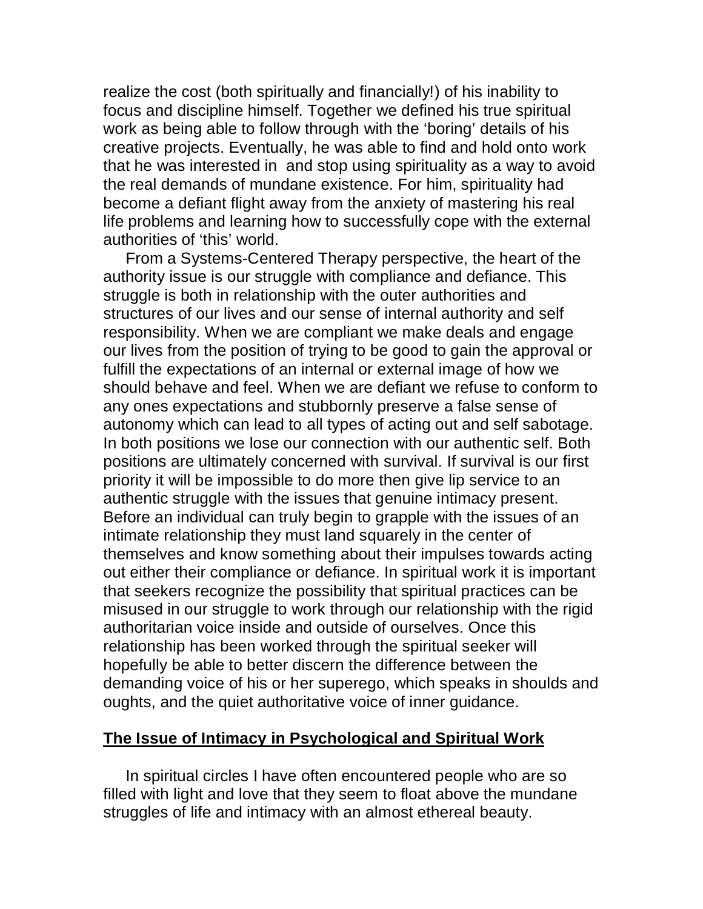realize the cost (both spiritually and financially!) of his inability to focus and discipline himself. Together we defined his true spiritual work as being able to follow through with the 'boring' details of his creative projects. Eventually, he was able to find and hold onto work that he was interested in and stop using spirituality as a way to avoid the real demands of mundane existence. For him, spirituality had become a defiant flight away from the anxiety of mastering his real life problems and learning how to successfully cope with the external authorities of 'this' world.

From a Systems-Centered Therapy perspective, the heart of the authority issue is our struggle with compliance and defiance. This struggle is both in relationship with the outer authorities and structures of our lives and our sense of internal authority and self responsibility. When we are compliant we make deals and engage our lives from the position of trying to be good to gain the approval or fulfill the expectations of an internal or external image of how we should behave and feel. When we are defiant we refuse to conform to any ones expectations and stubbornly preserve a false sense of autonomy which can lead to all types of acting out and self sabotage. In both positions we lose our connection with our authentic self. Both positions are ultimately concerned with survival. If survival is our first priority it will be impossible to do more then give lip service to an authentic struggle with the issues that genuine intimacy present. Before an individual can truly begin to grapple with the issues of an intimate relationship they must land squarely in the center of themselves and know something about their impulses towards acting out either their compliance or defiance. In spiritual work it is important that seekers recognize the possibility that spiritual practices can be misused in our struggle to work through our relationship with the rigid authoritarian voice inside and outside of ourselves. Once this relationship has been worked through the spiritual seeker will hopefully be able to better discern the difference between the demanding voice of his or her superego, which speaks in shoulds and oughts, and the quiet authoritative voice of inner guidance.

## The Issue of Intimacy in Psychological and Spiritual Work

In spiritual circles I have often encountered people who are so filled with light and love that they seem to float above the mundane struggles of life and intimacy with an almost ethereal beauty.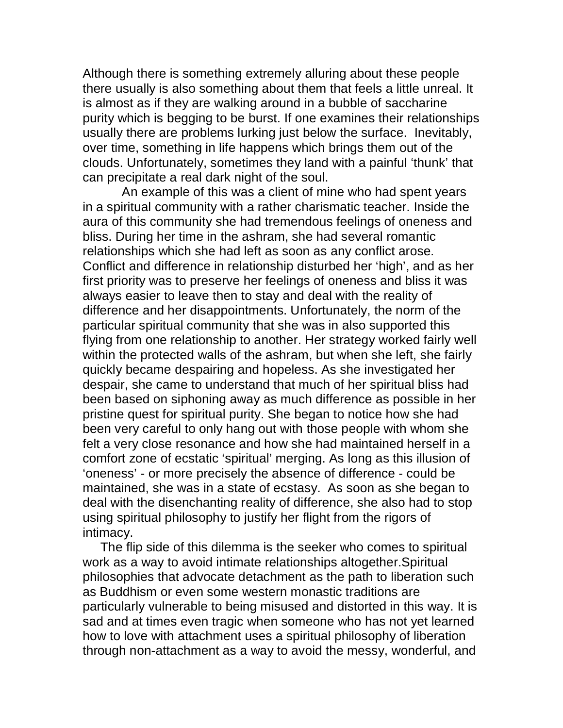Although there is something extremely alluring about these people there usually is also something about them that feels a little unreal. It is almost as if they are walking around in a bubble of saccharine purity which is begging to be burst. If one examines their relationships usually there are problems lurking just below the surface. Inevitably, over time, something in life happens which brings them out of the clouds. Unfortunately, sometimes they land with a painful 'thunk' that can precipitate a real dark night of the soul.

An example of this was a client of mine who had spent years in a spiritual community with a rather charismatic teacher. Inside the aura of this community she had tremendous feelings of oneness and bliss. During her time in the ashram, she had several romantic relationships which she had left as soon as any conflict arose. Conflict and difference in relationship disturbed her 'high', and as her first priority was to preserve her feelings of oneness and bliss it was always easier to leave then to stay and deal with the reality of difference and her disappointments. Unfortunately, the norm of the particular spiritual community that she was in also supported this flying from one relationship to another. Her strategy worked fairly well within the protected walls of the ashram, but when she left, she fairly quickly became despairing and hopeless. As she investigated her despair, she came to understand that much of her spiritual bliss had been based on siphoning away as much difference as possible in her pristine quest for spiritual purity. She began to notice how she had been very careful to only hang out with those people with whom she felt a very close resonance and how she had maintained herself in a comfort zone of ecstatic 'spiritual' merging. As long as this illusion of 'oneness' - or more precisely the absence of difference - could be maintained, she was in a state of ecstasy. As soon as she began to deal with the disenchanting reality of difference, she also had to stop using spiritual philosophy to justify her flight from the rigors of intimacy.

The flip side of this dilemma is the seeker who comes to spiritual work as a way to avoid intimate relationships altogether.Spiritual philosophies that advocate detachment as the path to liberation such as Buddhism or even some western monastic traditions are particularly vulnerable to being misused and distorted in this way. It is sad and at times even tragic when someone who has not yet learned how to love with attachment uses a spiritual philosophy of liberation through non-attachment as a way to avoid the messy, wonderful, and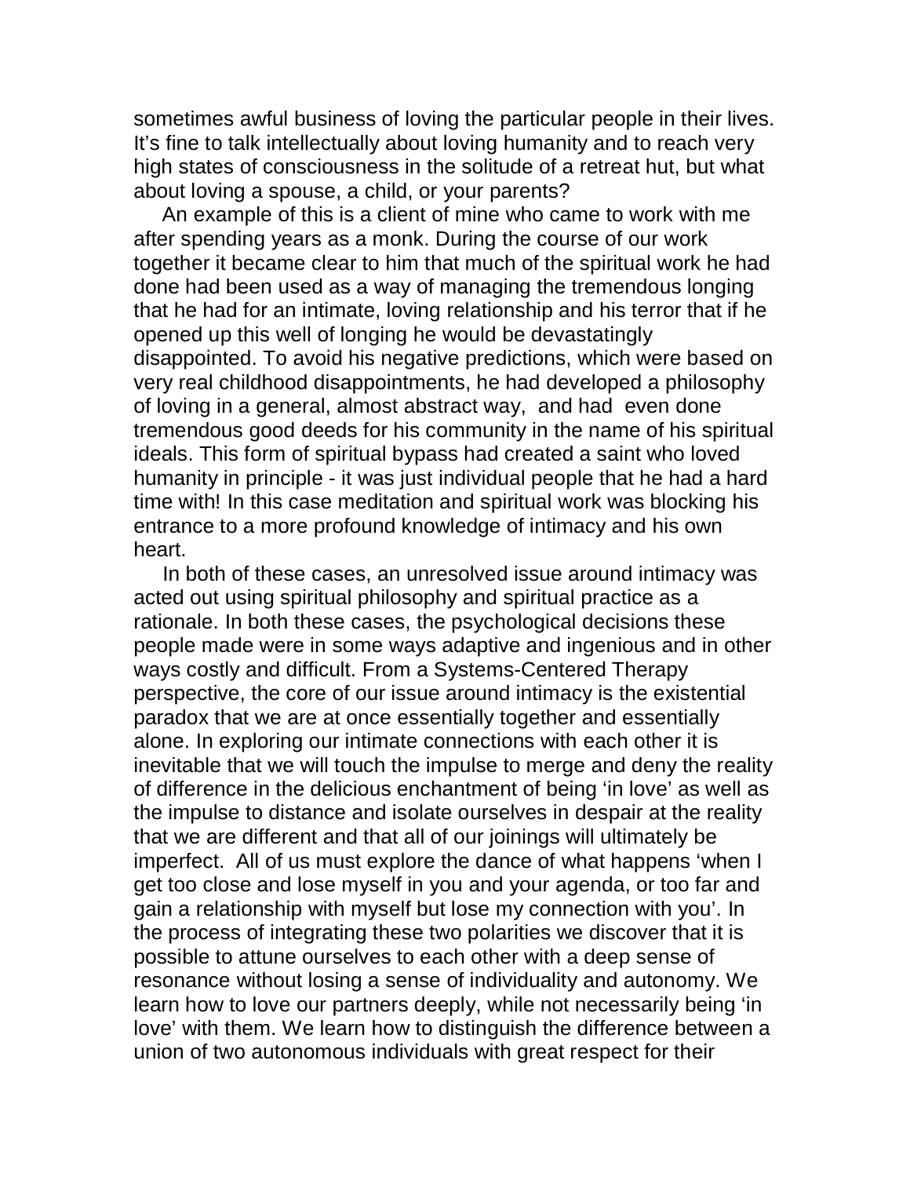sometimes awful business of loving the particular people in their lives. It's fine to talk intellectually about loving humanity and to reach very high states of consciousness in the solitude of a retreat hut, but what about loving a spouse, a child, or your parents?

An example of this is a client of mine who came to work with me after spending years as a monk. During the course of our work together it became clear to him that much of the spiritual work he had done had been used as a way of managing the tremendous longing that he had for an intimate, loving relationship and his terror that if he opened up this well of longing he would be devastatingly disappointed. To avoid his negative predictions, which were based on very real childhood disappointments, he had developed a philosophy of loving in a general, almost abstract way, and had even done tremendous good deeds for his community in the name of his spiritual ideals. This form of spiritual bypass had created a saint who loved humanity in principle - it was just individual people that he had a hard time with! In this case meditation and spiritual work was blocking his entrance to a more profound knowledge of intimacy and his own heart.

In both of these cases, an unresolved issue around intimacy was acted out using spiritual philosophy and spiritual practice as a rationale. In both these cases, the psychological decisions these people made were in some ways adaptive and ingenious and in other ways costly and difficult. From a Systems-Centered Therapy perspective, the core of our issue around intimacy is the existential paradox that we are at once essentially together and essentially alone. In exploring our intimate connections with each other it is inevitable that we will touch the impulse to merge and deny the reality of difference in the delicious enchantment of being 'in love' as well as the impulse to distance and isolate ourselves in despair at the reality that we are different and that all of our joinings will ultimately be imperfect. All of us must explore the dance of what happens 'when I get too close and lose myself in you and your agenda, or too far and gain a relationship with myself but lose my connection with you'. In the process of integrating these two polarities we discover that it is possible to attune ourselves to each other with a deep sense of resonance without losing a sense of individuality and autonomy. We learn how to love our partners deeply, while not necessarily being 'in love' with them. We learn how to distinguish the difference between a union of two autonomous individuals with great respect for their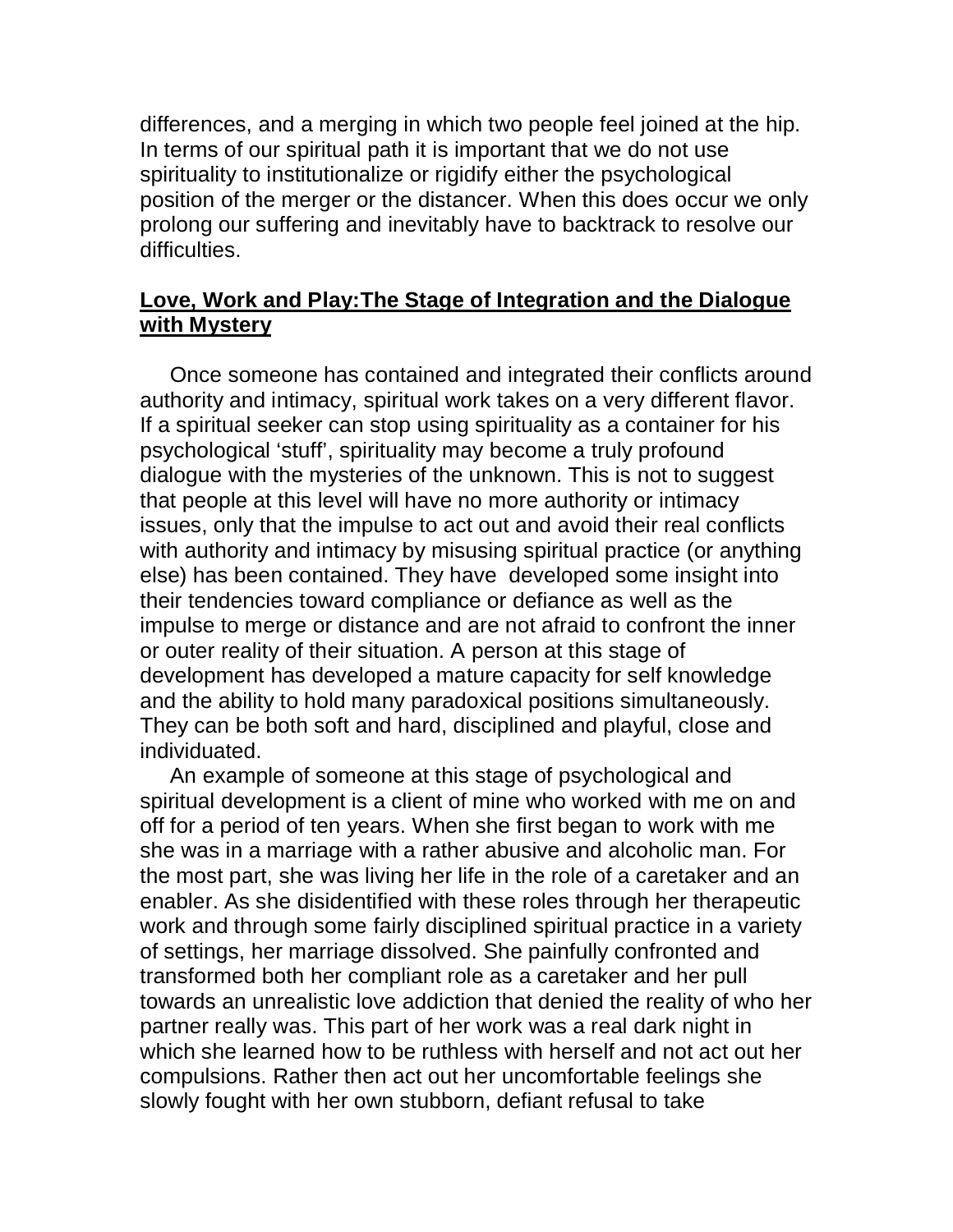differences, and a merging in which two people feel joined at the hip. In terms of our spiritual path it is important that we do not use spirituality to institutionalize or rigidify either the psychological position of the merger or the distancer. When this does occur we only prolong our suffering and inevitably have to backtrack to resolve our difficulties.

## **Love, Work and Play:The Stage of Integration and the Dialogue with Mystery**

Once someone has contained and integrated their conflicts around authority and intimacy, spiritual work takes on a very different flavor. If a spiritual seeker can stop using spirituality as a container for his psychological 'stuff', spirituality may become a truly profound dialogue with the mysteries of the unknown. This is not to suggest that people at this level will have no more authority or intimacy issues, only that the impulse to act out and avoid their real conflicts with authority and intimacy by misusing spiritual practice (or anything else) has been contained. They have developed some insight into their tendencies toward compliance or defiance as well as the impulse to merge or distance and are not afraid to confront the inner or outer reality of their situation. A person at this stage of development has developed a mature capacity for self knowledge and the ability to hold many paradoxical positions simultaneously. They can be both soft and hard, disciplined and playful, close and individuated.

An example of someone at this stage of psychological and spiritual development is a client of mine who worked with me on and off for a period of ten years. When she first began to work with me she was in a marriage with a rather abusive and alcoholic man. For the most part, she was living her life in the role of a caretaker and an enabler. As she disidentified with these roles through her therapeutic work and through some fairly disciplined spiritual practice in a variety of settings, her marriage dissolved. She painfully confronted and transformed both her compliant role as a caretaker and her pull towards an unrealistic love addiction that denied the reality of who her partner really was. This part of her work was a real dark night in which she learned how to be ruthless with herself and not act out her compulsions. Rather then act out her uncomfortable feelings she slowly fought with her own stubborn, defiant refusal to take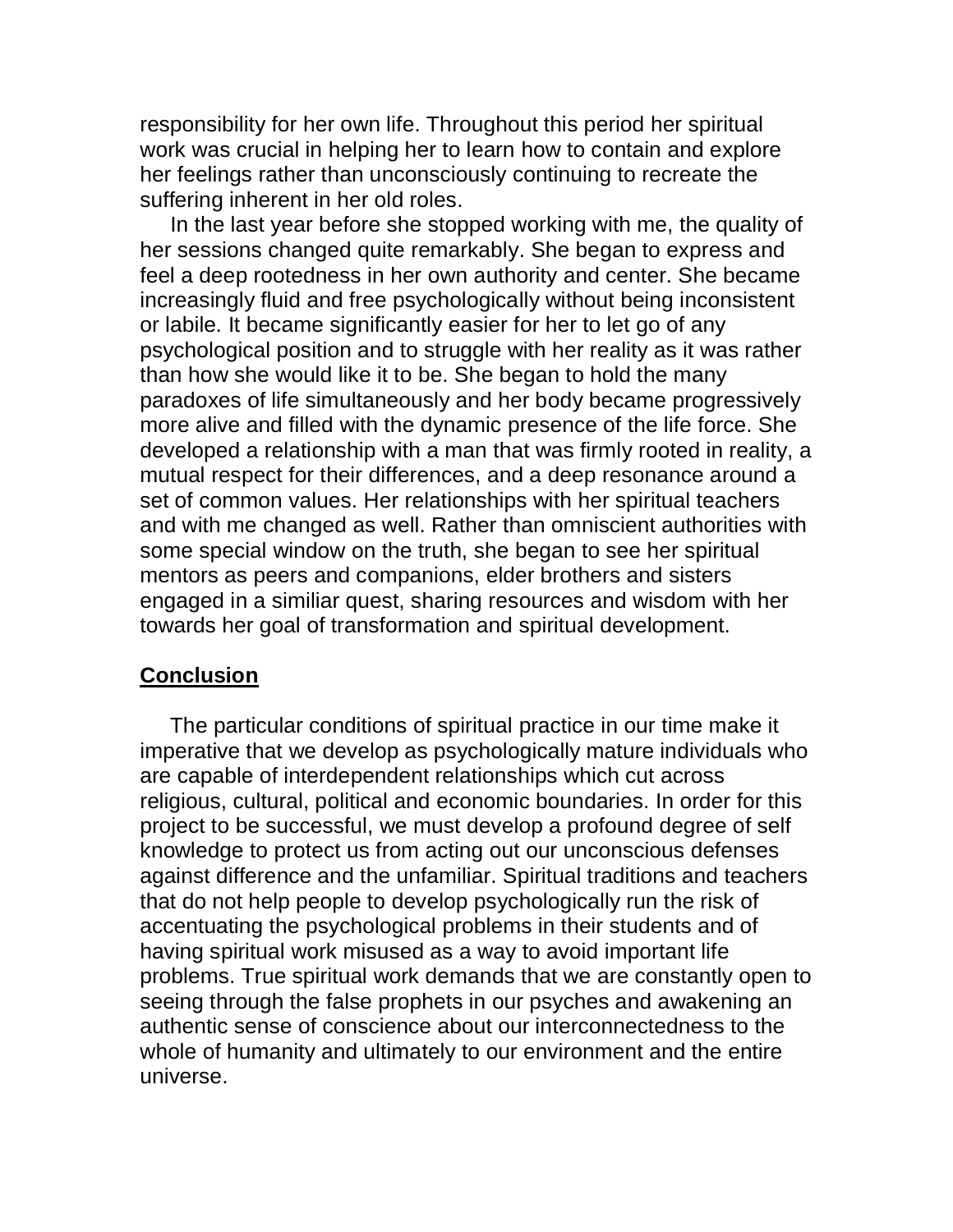responsibility for her own life. Throughout this period her spiritual work was crucial in helping her to learn how to contain and explore her feelings rather than unconsciously continuing to recreate the suffering inherent in her old roles.

In the last year before she stopped working with me, the quality of her sessions changed quite remarkably. She began to express and feel a deep rootedness in her own authority and center. She became increasingly fluid and free psychologically without being inconsistent or labile. It became significantly easier for her to let go of any psychological position and to struggle with her reality as it was rather than how she would like it to be. She began to hold the many paradoxes of life simultaneously and her body became progressively more alive and filled with the dynamic presence of the life force. She developed a relationship with a man that was firmly rooted in reality, a mutual respect for their differences, and a deep resonance around a set of common values. Her relationships with her spiritual teachers and with me changed as well. Rather than omniscient authorities with some special window on the truth, she began to see her spiritual mentors as peers and companions, elder brothers and sisters engaged in a similiar quest, sharing resources and wisdom with her towards her goal of transformation and spiritual development.

## Conclusion

The particular conditions of spiritual practice in our time make it imperative that we develop as psychologically mature individuals who are capable of interdependent relationships which cut across religious, cultural, political and economic boundaries. In order for this project to be successful, we must develop a profound degree of self knowledge to protect us from acting out our unconscious defenses against difference and the unfamiliar. Spiritual traditions and teachers that do not help people to develop psychologically run the risk of accentuating the psychological problems in their students and of having spiritual work misused as a way to avoid important life problems. True spiritual work demands that we are constantly open to seeing through the false prophets in our psyches and awakening an authentic sense of conscience about our interconnectedness to the whole of humanity and ultimately to our environment and the entire universe.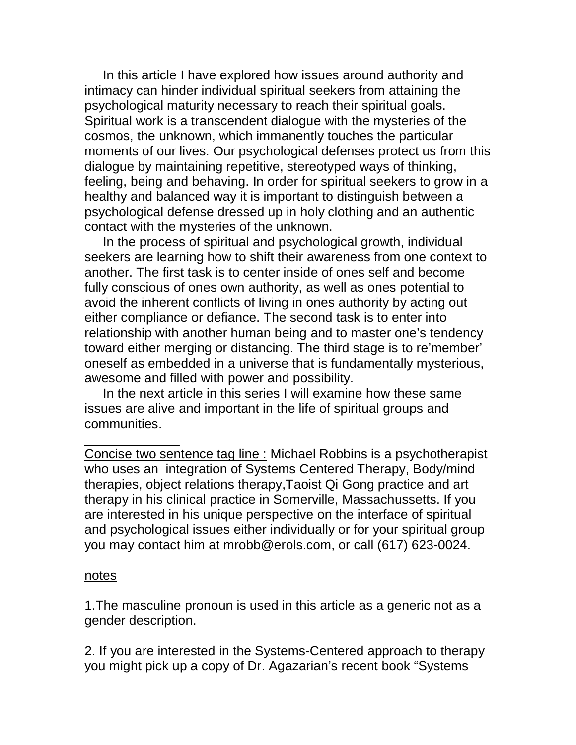In this article I have explored how issues around authority and intimacy can hinder individual spiritual seekers from attaining the psychological maturity necessary to reach their spiritual goals. Spiritual work is a transcendent dialogue with the mysteries of the cosmos, the unknown, which immanently touches the particular moments of our lives. Our psychological defenses protect us from this dialogue by maintaining repetitive, stereotyped ways of thinking, feeling, being and behaving. In order for spiritual seekers to grow in a healthy and balanced way it is important to distinguish between a psychological defense dressed up in holy clothing and an authentic contact with the mysteries of the unknown.

In the process of spiritual and psychological growth, individual seekers are learning how to shift their awareness from one context to another. The first task is to center inside of ones self and become fully conscious of ones own authority, as well as ones potential to avoid the inherent conflicts of living in ones authority by acting out either compliance or defiance. The second task is to enter into relationship with another human being and to master one's tendency toward either merging or distancing. The third stage is to re'member' oneself as embedded in a universe that is fundamentally mysterious, awesome and filled with power and possibility.

In the next article in this series I will examine how these same issues are alive and important in the life of spiritual groups and communities.

_____________

<u>Concise two sentence tag line :</u> Michael Robbins is a psychotherapist who uses an integration of Systems Centered Therapy, Body/mind therapies, object relations therapy,Taoist Qi Gong practice and art therapy in his clinical practice in Somerville, Massachussetts. If you are interested in his unique perspective on the interface of spiritual and psychological issues either individually or for your spiritual group you may contact him at mrobb@erols.com, or call (617) 623-0024.

<u>notes</u>

1.The masculine pronoun is used in this article as a generic not as a gender description.

2. If you are interested in the Systems-Centered approach to therapy you might pick up a copy of Dr. Agazarian's recent book "Systems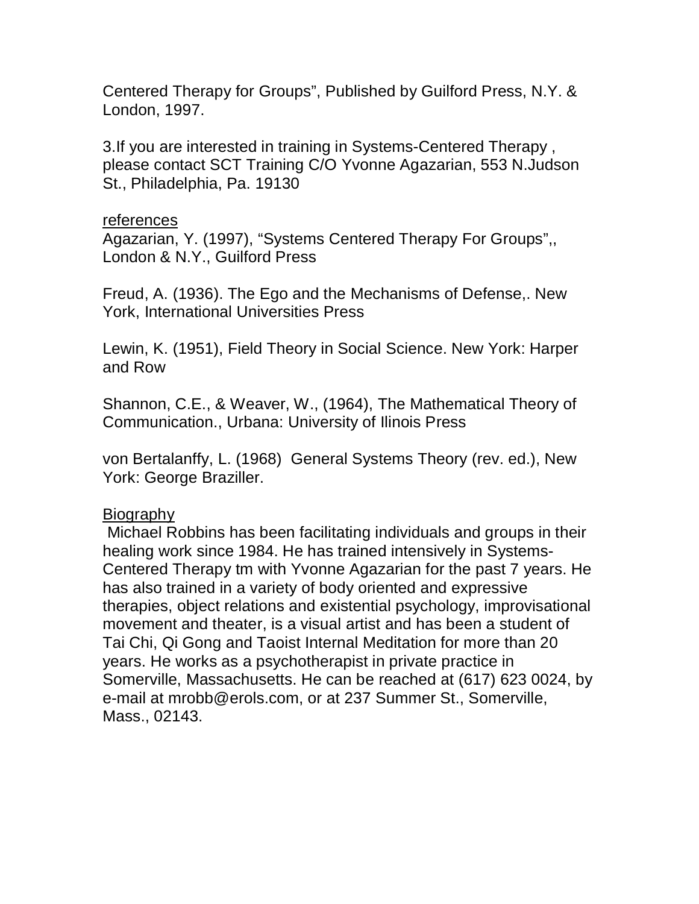Centered Therapy for Groups", Published by Guilford Press, N.Y. & London, 1997.

3.If you are interested in training in Systems-Centered Therapy , please contact SCT Training C/O Yvonne Agazarian, 553 N.Judson St., Philadelphia, Pa. 19130

references

Agazarian, Y. (1997), "Systems Centered Therapy For Groups",, London & N.Y., Guilford Press

Freud, A. (1936). The Ego and the Mechanisms of Defense,. New York, International Universities Press

Lewin, K. (1951), Field Theory in Social Science. New York: Harper and Row

Shannon, C.E., & Weaver, W., (1964), The Mathematical Theory of Communication., Urbana: University of Ilinois Press

von Bertalanffy, L. (1968) General Systems Theory (rev. ed.), New York: George Braziller.

Biography

Michael Robbins has been facilitating individuals and groups in their healing work since 1984. He has trained intensively in Systems-Centered Therapy tm with Yvonne Agazarian for the past 7 years. He has also trained in a variety of body oriented and expressive therapies, object relations and existential psychology, improvisational movement and theater, is a visual artist and has been a student of Tai Chi, Qi Gong and Taoist Internal Meditation for more than 20 years. He works as a psychotherapist in private practice in Somerville, Massachusetts. He can be reached at (617) 623 0024, by e-mail at mrobb@erols.com, or at 237 Summer St., Somerville, Mass., 02143.